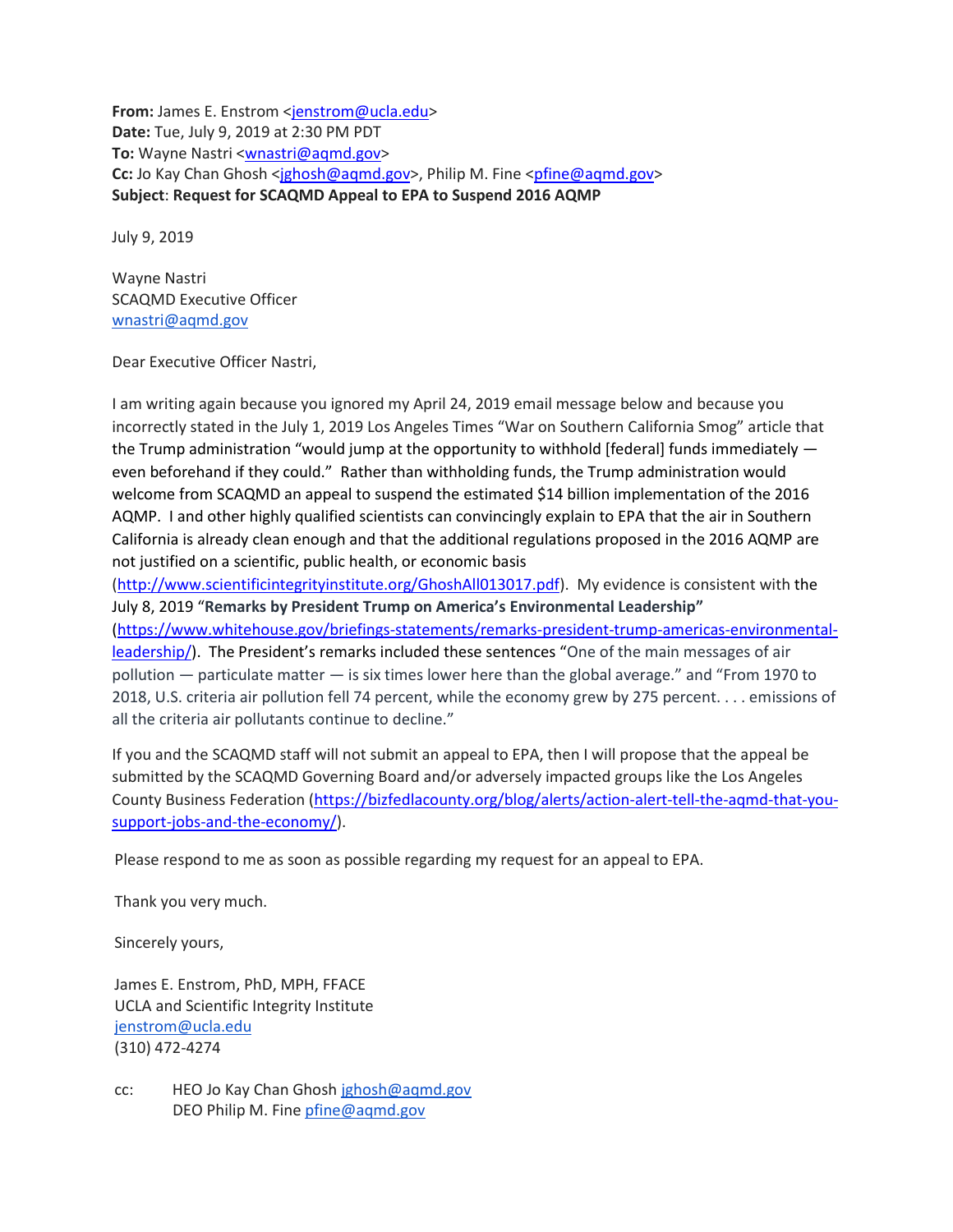**From:** James E. Enstrom <jenstrom@ucla.edu>
**Date:** Tue, July 9, 2019 at 2:30 PM PDT
**To:** Wayne Nastri <wnastri@aqmd.gov>
**Cc:** Jo Kay Chan Ghosh <jghosh@aqmd.gov>, Philip M. Fine <pfine@aqmd.gov>
**Subject**: **Request for SCAQMD Appeal to EPA to Suspend 2016 AQMP**

July 9, 2019

Wayne Nastri
SCAQMD Executive Officer
wnastri@aqmd.gov

Dear Executive Officer Nastri,

I am writing again because you ignored my April 24, 2019 email message below and because you incorrectly stated in the July 1, 2019 Los Angeles Times "War on Southern California Smog" article that the Trump administration "would jump at the opportunity to withhold [federal] funds immediately — even beforehand if they could." Rather than withholding funds, the Trump administration would welcome from SCAQMD an appeal to suspend the estimated $14 billion implementation of the 2016 AQMP. I and other highly qualified scientists can convincingly explain to EPA that the air in Southern California is already clean enough and that the additional regulations proposed in the 2016 AQMP are not justified on a scientific, public health, or economic basis (http://www.scientificintegrityinstitute.org/GhoshAll013017.pdf). My evidence is consistent with the July 8, 2019 "**Remarks by President Trump on America's Environmental Leadership"** (https://www.whitehouse.gov/briefings-statements/remarks-president-trump-americas-environmental-leadership/). The President's remarks included these sentences "One of the main messages of air pollution — particulate matter — is six times lower here than the global average." and "From 1970 to 2018, U.S. criteria air pollution fell 74 percent, while the economy grew by 275 percent. . . . emissions of all the criteria air pollutants continue to decline."

If you and the SCAQMD staff will not submit an appeal to EPA, then I will propose that the appeal be submitted by the SCAQMD Governing Board and/or adversely impacted groups like the Los Angeles County Business Federation (https://bizfedlacounty.org/blog/alerts/action-alert-tell-the-aqmd-that-you-support-jobs-and-the-economy/).

Please respond to me as soon as possible regarding my request for an appeal to EPA.

Thank you very much.

Sincerely yours,

James E. Enstrom, PhD, MPH, FFACE
UCLA and Scientific Integrity Institute
jenstrom@ucla.edu
(310) 472-4274

cc: HEO Jo Kay Chan Ghosh jghosh@aqmd.gov
DEO Philip M. Fine pfine@aqmd.gov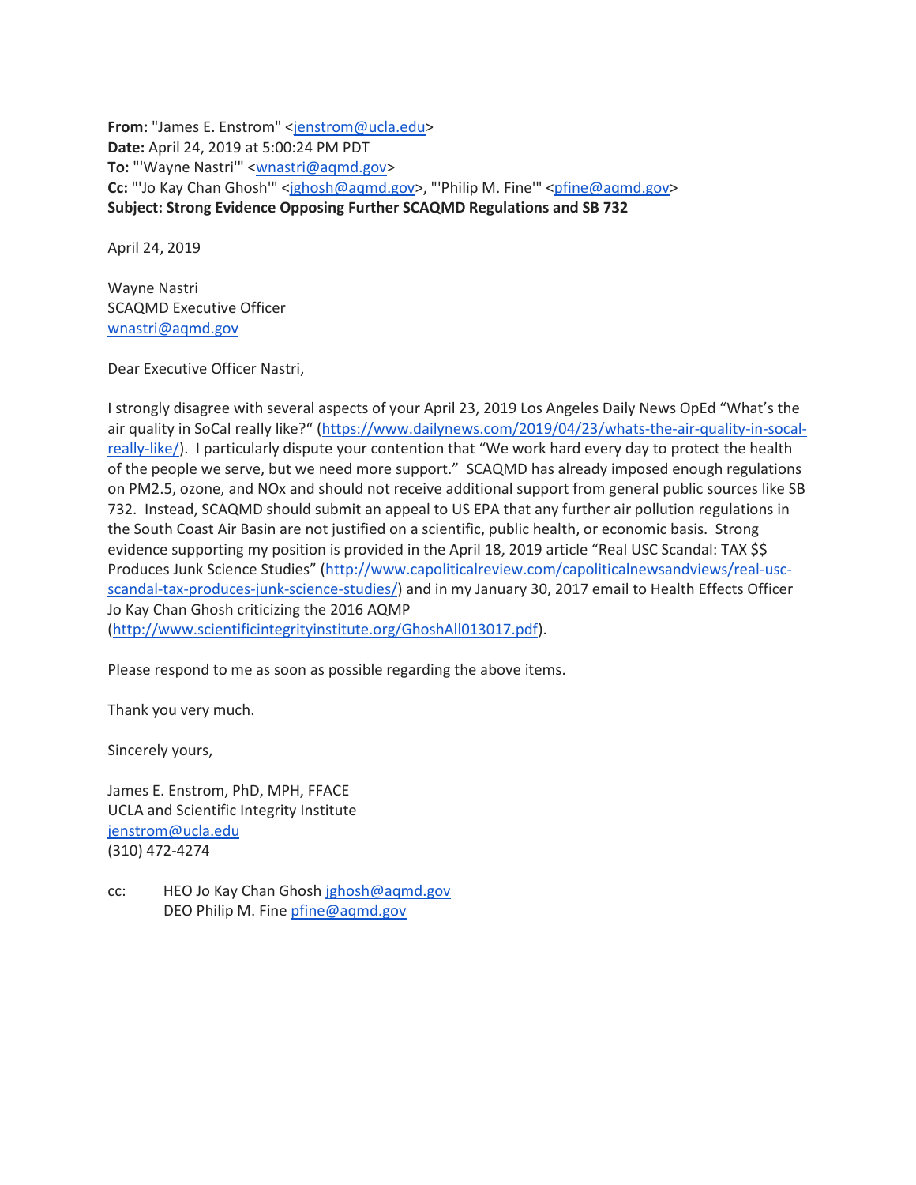**From:** "James E. Enstrom" <jenstrom@ucla.edu>
**Date:** April 24, 2019 at 5:00:24 PM PDT
**To:** "'Wayne Nastri'" <wnastri@aqmd.gov>
**Cc:** "'Jo Kay Chan Ghosh'" <jghosh@aqmd.gov>, "'Philip M. Fine'" <pfine@aqmd.gov>
**Subject: Strong Evidence Opposing Further SCAQMD Regulations and SB 732**

April 24, 2019

Wayne Nastri
SCAQMD Executive Officer
wnastri@aqmd.gov

Dear Executive Officer Nastri,

I strongly disagree with several aspects of your April 23, 2019 Los Angeles Daily News OpEd "What's the air quality in SoCal really like?" (https://www.dailynews.com/2019/04/23/whats-the-air-quality-in-socal-really-like/). I particularly dispute your contention that "We work hard every day to protect the health of the people we serve, but we need more support." SCAQMD has already imposed enough regulations on PM2.5, ozone, and NOx and should not receive additional support from general public sources like SB 732. Instead, SCAQMD should submit an appeal to US EPA that any further air pollution regulations in the South Coast Air Basin are not justified on a scientific, public health, or economic basis. Strong evidence supporting my position is provided in the April 18, 2019 article "Real USC Scandal: TAX $$ Produces Junk Science Studies" (http://www.capoliticalreview.com/capoliticalnewsandviews/real-usc-scandal-tax-produces-junk-science-studies/) and in my January 30, 2017 email to Health Effects Officer Jo Kay Chan Ghosh criticizing the 2016 AQMP (http://www.scientificintegrityinstitute.org/GhoshAll013017.pdf).

Please respond to me as soon as possible regarding the above items.

Thank you very much.

Sincerely yours,

James E. Enstrom, PhD, MPH, FFACE
UCLA and Scientific Integrity Institute
jenstrom@ucla.edu
(310) 472-4274

cc: HEO Jo Kay Chan Ghosh jghosh@aqmd.gov
DEO Philip M. Fine pfine@aqmd.gov